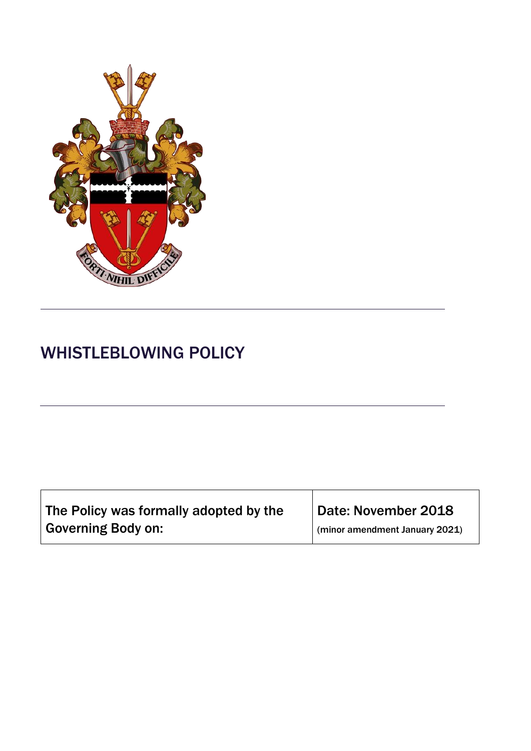# WHISTLEBLOWING POLICY

| The Policy was formally adopted by the Governing Body on: | Date: November 2018 (minor amendment January 2021) |
| --- | --- |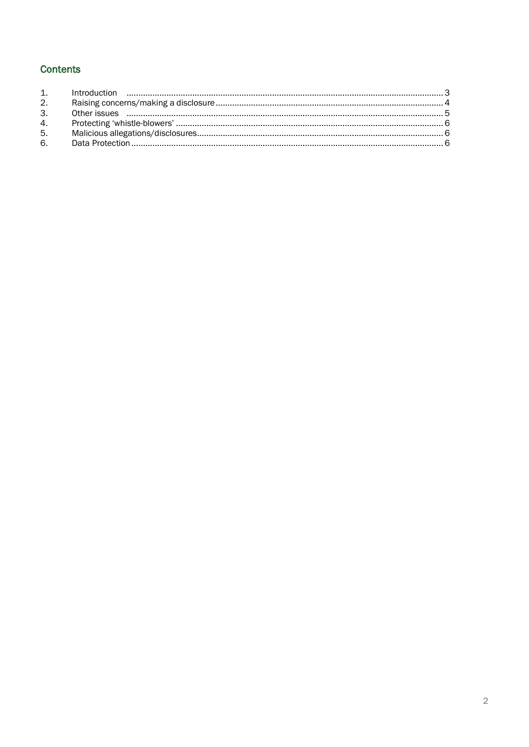## Contents

1. Introduction ..... 3
2. Raising concerns/making a disclosure ..... 4
3. Other issues ..... 5
4. Protecting 'whistle-blowers' ..... 6
5. Malicious allegations/disclosures ..... 6
6. Data Protection ..... 6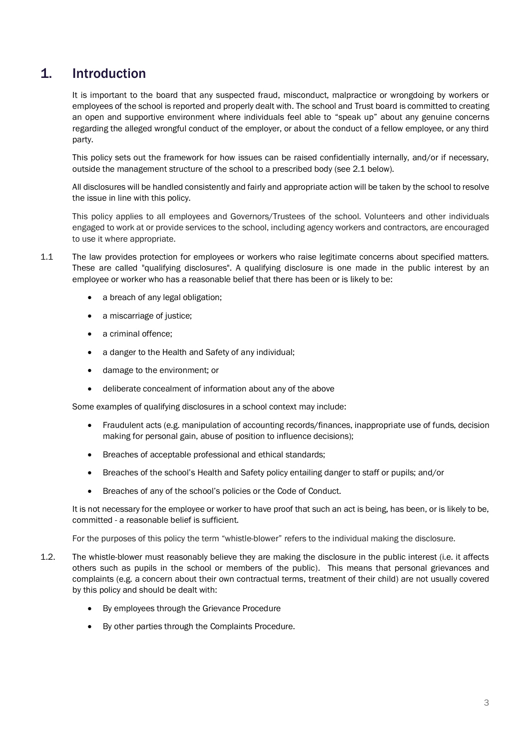# 1. Introduction

It is important to the board that any suspected fraud, misconduct, malpractice or wrongdoing by workers or employees of the school is reported and properly dealt with. The school and Trust board is committed to creating an open and supportive environment where individuals feel able to "speak up" about any genuine concerns regarding the alleged wrongful conduct of the employer, or about the conduct of a fellow employee, or any third party.

This policy sets out the framework for how issues can be raised confidentially internally, and/or if necessary, outside the management structure of the school to a prescribed body (see 2.1 below).

All disclosures will be handled consistently and fairly and appropriate action will be taken by the school to resolve the issue in line with this policy.

This policy applies to all employees and Governors/Trustees of the school. Volunteers and other individuals engaged to work at or provide services to the school, including agency workers and contractors, are encouraged to use it where appropriate.

1.1 The law provides protection for employees or workers who raise legitimate concerns about specified matters. These are called "qualifying disclosures". A qualifying disclosure is one made in the public interest by an employee or worker who has a reasonable belief that there has been or is likely to be:

- a breach of any legal obligation;
- a miscarriage of justice;
- a criminal offence;
- a danger to the Health and Safety of any individual;
- damage to the environment; or
- deliberate concealment of information about any of the above

Some examples of qualifying disclosures in a school context may include:

- Fraudulent acts (e.g. manipulation of accounting records/finances, inappropriate use of funds, decision making for personal gain, abuse of position to influence decisions);
- Breaches of acceptable professional and ethical standards;
- Breaches of the school's Health and Safety policy entailing danger to staff or pupils; and/or
- Breaches of any of the school's policies or the Code of Conduct.

It is not necessary for the employee or worker to have proof that such an act is being, has been, or is likely to be, committed - a reasonable belief is sufficient.

For the purposes of this policy the term "whistle-blower" refers to the individual making the disclosure.

1.2. The whistle-blower must reasonably believe they are making the disclosure in the public interest (i.e. it affects others such as pupils in the school or members of the public). This means that personal grievances and complaints (e.g. a concern about their own contractual terms, treatment of their child) are not usually covered by this policy and should be dealt with:

- By employees through the Grievance Procedure
- By other parties through the Complaints Procedure.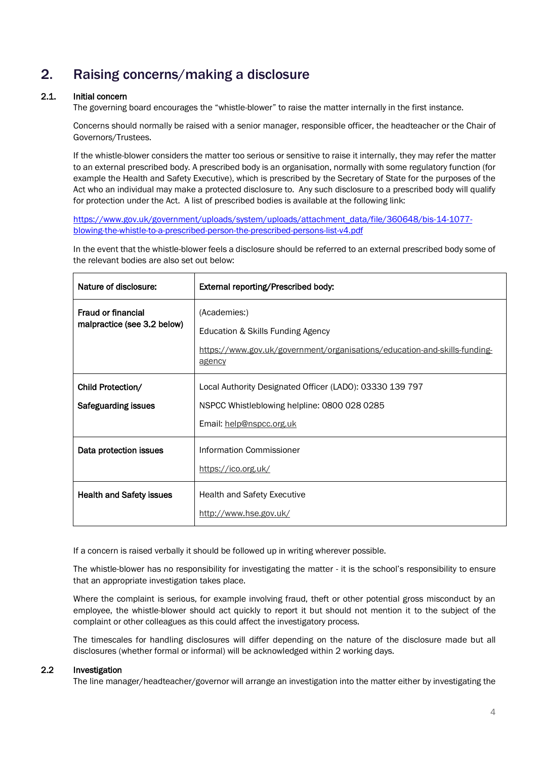## 2. Raising concerns/making a disclosure

### 2.1. Initial concern

The governing board encourages the "whistle-blower" to raise the matter internally in the first instance.

Concerns should normally be raised with a senior manager, responsible officer, the headteacher or the Chair of Governors/Trustees.

If the whistle-blower considers the matter too serious or sensitive to raise it internally, they may refer the matter to an external prescribed body. A prescribed body is an organisation, normally with some regulatory function (for example the Health and Safety Executive), which is prescribed by the Secretary of State for the purposes of the Act who an individual may make a protected disclosure to. Any such disclosure to a prescribed body will qualify for protection under the Act. A list of prescribed bodies is available at the following link:

https://www.gov.uk/government/uploads/system/uploads/attachment_data/file/360648/bis-14-1077-blowing-the-whistle-to-a-prescribed-person-the-prescribed-persons-list-v4.pdf

In the event that the whistle-blower feels a disclosure should be referred to an external prescribed body some of the relevant bodies are also set out below:

| Nature of disclosure: | External reporting/Prescribed body: |
| --- | --- |
| Fraud or financial malpractice (see 3.2 below) | (Academies:) Education & Skills Funding Agency https://www.gov.uk/government/organisations/education-and-skills-funding-agency |
| Child Protection/ Safeguarding issues | Local Authority Designated Officer (LADO): 03330 139 797 NSPCC Whistleblowing helpline: 0800 028 0285 Email: help@nspcc.org.uk |
| Data protection issues | Information Commissioner https://ico.org.uk/ |
| Health and Safety issues | Health and Safety Executive http://www.hse.gov.uk/ |

If a concern is raised verbally it should be followed up in writing wherever possible.

The whistle-blower has no responsibility for investigating the matter - it is the school's responsibility to ensure that an appropriate investigation takes place.

Where the complaint is serious, for example involving fraud, theft or other potential gross misconduct by an employee, the whistle-blower should act quickly to report it but should not mention it to the subject of the complaint or other colleagues as this could affect the investigatory process.

The timescales for handling disclosures will differ depending on the nature of the disclosure made but all disclosures (whether formal or informal) will be acknowledged within 2 working days.

### 2.2 Investigation

The line manager/headteacher/governor will arrange an investigation into the matter either by investigating the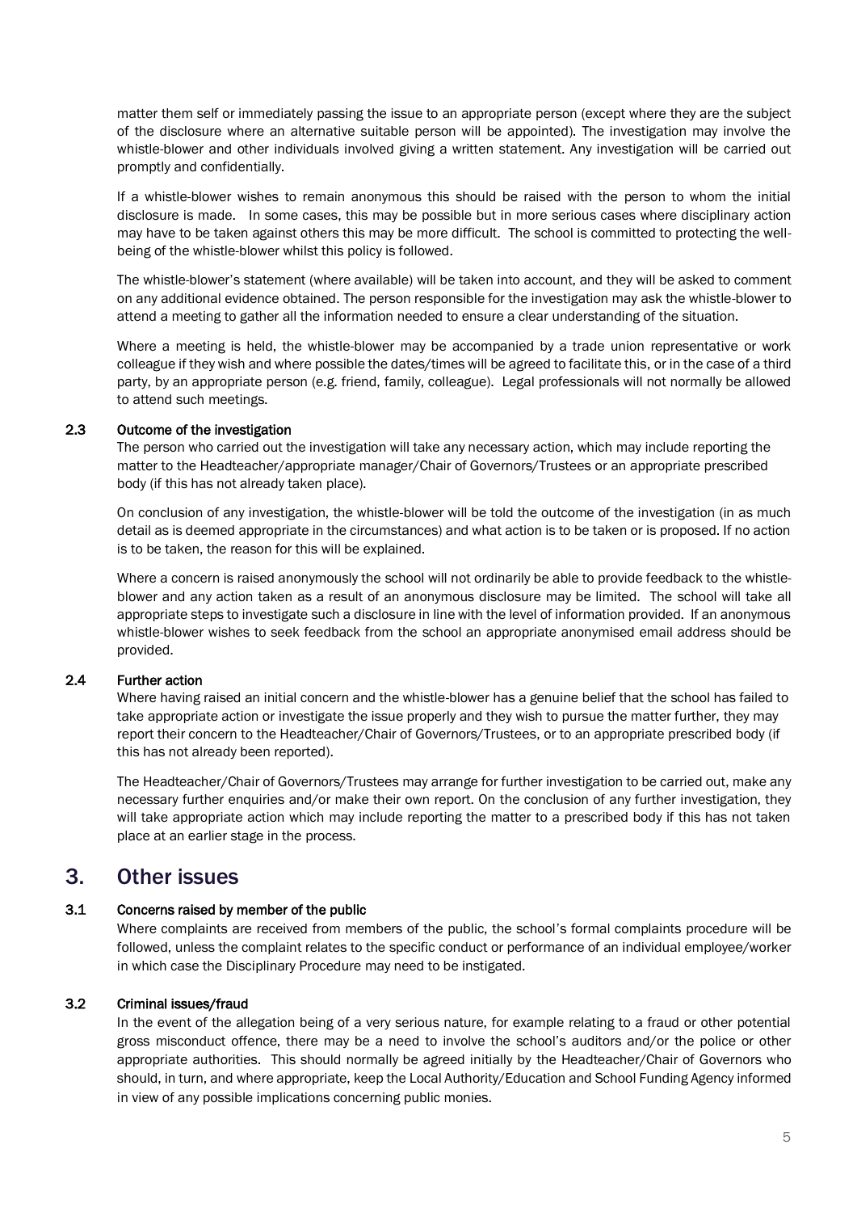matter them self or immediately passing the issue to an appropriate person (except where they are the subject of the disclosure where an alternative suitable person will be appointed). The investigation may involve the whistle-blower and other individuals involved giving a written statement. Any investigation will be carried out promptly and confidentially.

If a whistle-blower wishes to remain anonymous this should be raised with the person to whom the initial disclosure is made. In some cases, this may be possible but in more serious cases where disciplinary action may have to be taken against others this may be more difficult. The school is committed to protecting the well-being of the whistle-blower whilst this policy is followed.

The whistle-blower's statement (where available) will be taken into account, and they will be asked to comment on any additional evidence obtained. The person responsible for the investigation may ask the whistle-blower to attend a meeting to gather all the information needed to ensure a clear understanding of the situation.

Where a meeting is held, the whistle-blower may be accompanied by a trade union representative or work colleague if they wish and where possible the dates/times will be agreed to facilitate this, or in the case of a third party, by an appropriate person (e.g. friend, family, colleague). Legal professionals will not normally be allowed to attend such meetings.

### 2.3 Outcome of the investigation

The person who carried out the investigation will take any necessary action, which may include reporting the matter to the Headteacher/appropriate manager/Chair of Governors/Trustees or an appropriate prescribed body (if this has not already taken place).

On conclusion of any investigation, the whistle-blower will be told the outcome of the investigation (in as much detail as is deemed appropriate in the circumstances) and what action is to be taken or is proposed. If no action is to be taken, the reason for this will be explained.

Where a concern is raised anonymously the school will not ordinarily be able to provide feedback to the whistle-blower and any action taken as a result of an anonymous disclosure may be limited. The school will take all appropriate steps to investigate such a disclosure in line with the level of information provided. If an anonymous whistle-blower wishes to seek feedback from the school an appropriate anonymised email address should be provided.

### 2.4 Further action

Where having raised an initial concern and the whistle-blower has a genuine belief that the school has failed to take appropriate action or investigate the issue properly and they wish to pursue the matter further, they may report their concern to the Headteacher/Chair of Governors/Trustees, or to an appropriate prescribed body (if this has not already been reported).

The Headteacher/Chair of Governors/Trustees may arrange for further investigation to be carried out, make any necessary further enquiries and/or make their own report. On the conclusion of any further investigation, they will take appropriate action which may include reporting the matter to a prescribed body if this has not taken place at an earlier stage in the process.

## 3. Other issues

### 3.1 Concerns raised by member of the public

Where complaints are received from members of the public, the school's formal complaints procedure will be followed, unless the complaint relates to the specific conduct or performance of an individual employee/worker in which case the Disciplinary Procedure may need to be instigated.

### 3.2 Criminal issues/fraud

In the event of the allegation being of a very serious nature, for example relating to a fraud or other potential gross misconduct offence, there may be a need to involve the school's auditors and/or the police or other appropriate authorities. This should normally be agreed initially by the Headteacher/Chair of Governors who should, in turn, and where appropriate, keep the Local Authority/Education and School Funding Agency informed in view of any possible implications concerning public monies.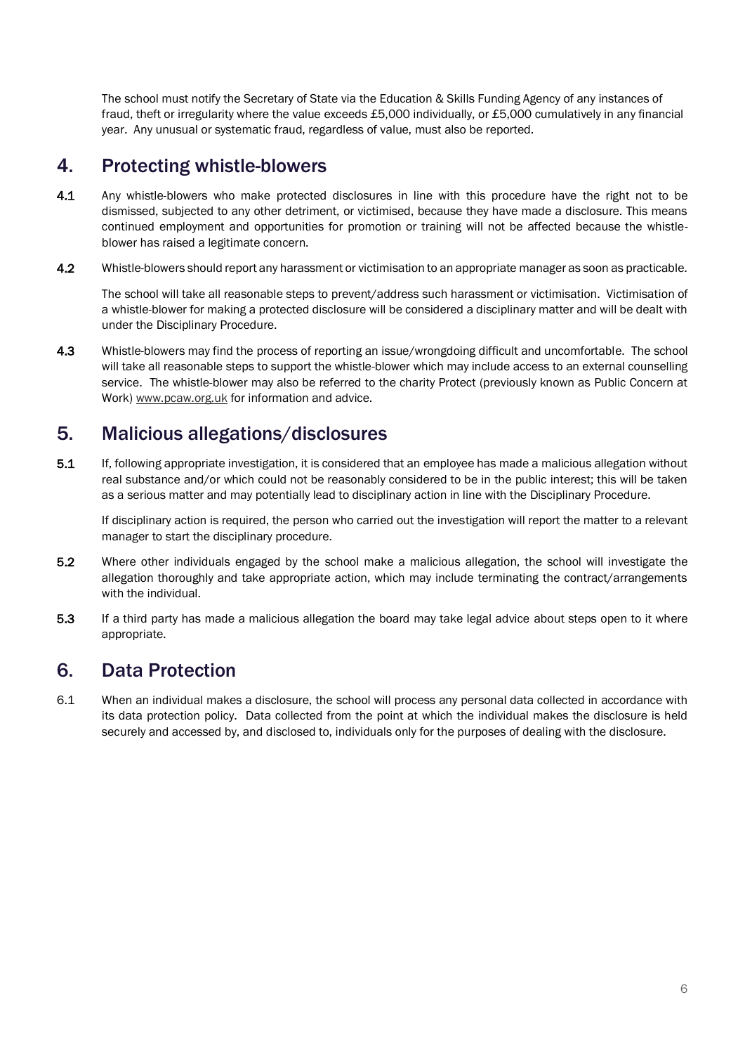The school must notify the Secretary of State via the Education & Skills Funding Agency of any instances of fraud, theft or irregularity where the value exceeds £5,000 individually, or £5,000 cumulatively in any financial year. Any unusual or systematic fraud, regardless of value, must also be reported.

## 4. Protecting whistle-blowers

**4.1** Any whistle-blowers who make protected disclosures in line with this procedure have the right not to be dismissed, subjected to any other detriment, or victimised, because they have made a disclosure. This means continued employment and opportunities for promotion or training will not be affected because the whistle-blower has raised a legitimate concern.

**4.2** Whistle-blowers should report any harassment or victimisation to an appropriate manager as soon as practicable.

The school will take all reasonable steps to prevent/address such harassment or victimisation. Victimisation of a whistle-blower for making a protected disclosure will be considered a disciplinary matter and will be dealt with under the Disciplinary Procedure.

**4.3** Whistle-blowers may find the process of reporting an issue/wrongdoing difficult and uncomfortable. The school will take all reasonable steps to support the whistle-blower which may include access to an external counselling service. The whistle-blower may also be referred to the charity Protect (previously known as Public Concern at Work) www.pcaw.org.uk for information and advice.

## 5. Malicious allegations/disclosures

**5.1** If, following appropriate investigation, it is considered that an employee has made a malicious allegation without real substance and/or which could not be reasonably considered to be in the public interest; this will be taken as a serious matter and may potentially lead to disciplinary action in line with the Disciplinary Procedure.

If disciplinary action is required, the person who carried out the investigation will report the matter to a relevant manager to start the disciplinary procedure.

**5.2** Where other individuals engaged by the school make a malicious allegation, the school will investigate the allegation thoroughly and take appropriate action, which may include terminating the contract/arrangements with the individual.

**5.3** If a third party has made a malicious allegation the board may take legal advice about steps open to it where appropriate.

## 6. Data Protection

6.1 When an individual makes a disclosure, the school will process any personal data collected in accordance with its data protection policy. Data collected from the point at which the individual makes the disclosure is held securely and accessed by, and disclosed to, individuals only for the purposes of dealing with the disclosure.